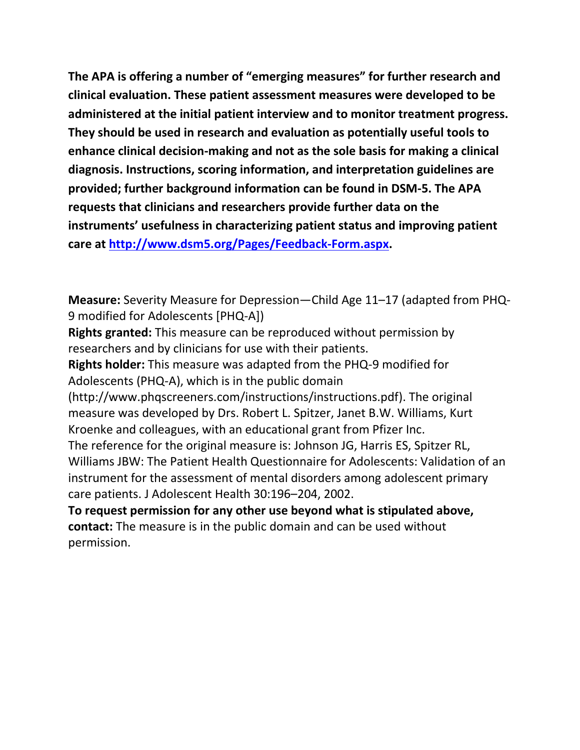**The APA is offering a number of "emerging measures" for further research and clinical evaluation. These patient assessment measures were developed to be administered at the initial patient interview and to monitor treatment progress. They should be used in research and evaluation as potentially useful tools to enhance clinical decision-making and not as the sole basis for making a clinical diagnosis. Instructions, scoring information, and interpretation guidelines are provided; further background information can be found in DSM-5. The APA requests that clinicians and researchers provide further data on the instruments' usefulness in characterizing patient status and improving patient care at [http://www.dsm5.org/Pages/Feedback-Form.aspx](http://www.dsm5.org/Pages/Feedback-Form.aspx).**

**Measure:** Severity Measure for Depression—Child Age 11–17 (adapted from PHQ-9 modified for Adolescents [PHQ-A])

**Rights granted:** This measure can be reproduced without permission by researchers and by clinicians for use with their patients.

**Rights holder:** This measure was adapted from the PHQ-9 modified for Adolescents (PHQ-A), which is in the public domain (http://www.phqscreeners.com/instructions/instructions.pdf). The original measure was developed by Drs. Robert L. Spitzer, Janet B.W. Williams, Kurt Kroenke and colleagues, with an educational grant from Pfizer Inc.

The reference for the original measure is: Johnson JG, Harris ES, Spitzer RL, Williams JBW: The Patient Health Questionnaire for Adolescents: Validation of an instrument for the assessment of mental disorders among adolescent primary care patients. J Adolescent Health 30:196–204, 2002.

**To request permission for any other use beyond what is stipulated above, contact:** The measure is in the public domain and can be used without permission.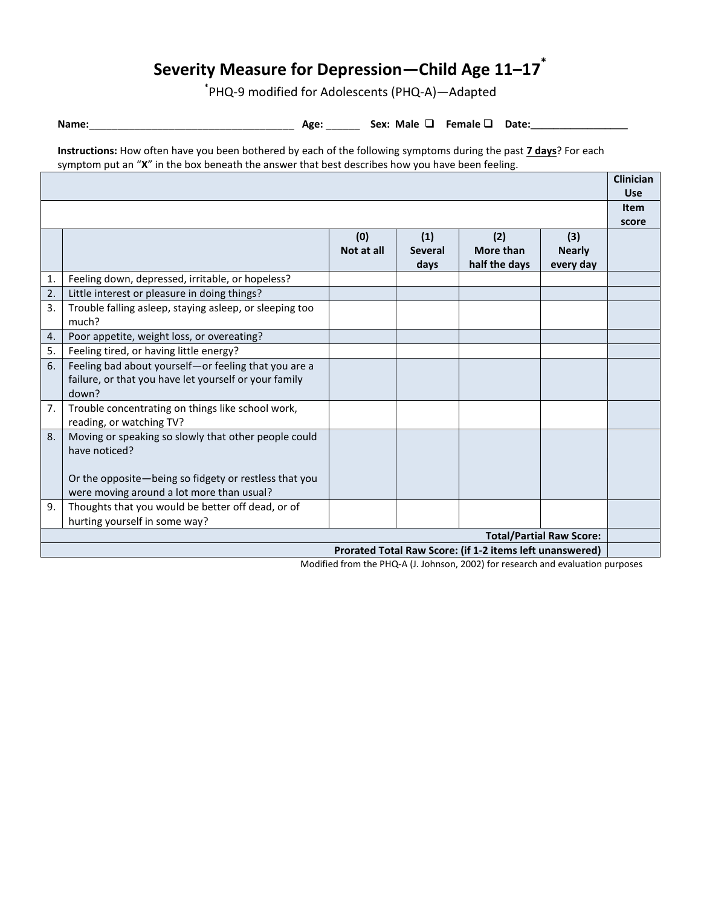# Severity Measure for Depression—Child Age 11–17*

*PHQ-9 modified for Adolescents (PHQ-A)—Adapted

**Name:**___________________________________ **Age:** ______ **Sex:** Male ❑ Female ❑ **Date:**_________________

**Instructions:** How often have you been bothered by each of the following symptoms during the past **7 days**? For each symptom put an "**X**" in the box beneath the answer that best describes how you have been feeling.

| | | **(0) Not at all** | **(1) Several days** | **(2) More than half the days** | **(3) Nearly every day** | **Clinician Use Item score** |
|---|---|---|---|---|---|---|
| 1. | Feeling down, depressed, irritable, or hopeless? | | | | | |
| 2. | Little interest or pleasure in doing things? | | | | | |
| 3. | Trouble falling asleep, staying asleep, or sleeping too much? | | | | | |
| 4. | Poor appetite, weight loss, or overeating? | | | | | |
| 5. | Feeling tired, or having little energy? | | | | | |
| 6. | Feeling bad about yourself—or feeling that you are a failure, or that you have let yourself or your family down? | | | | | |
| 7. | Trouble concentrating on things like school work, reading, or watching TV? | | | | | |
| 8. | Moving or speaking so slowly that other people could have noticed? Or the opposite—being so fidgety or restless that you were moving around a lot more than usual? | | | | | |
| 9. | Thoughts that you would be better off dead, or of hurting yourself in some way? | | | | | |
| | | | | | **Total/Partial Raw Score:** | |
| | | | | | **Prorated Total Raw Score: (if 1-2 items left unanswered)** | |

Modified from the PHQ-A (J. Johnson, 2002) for research and evaluation purposes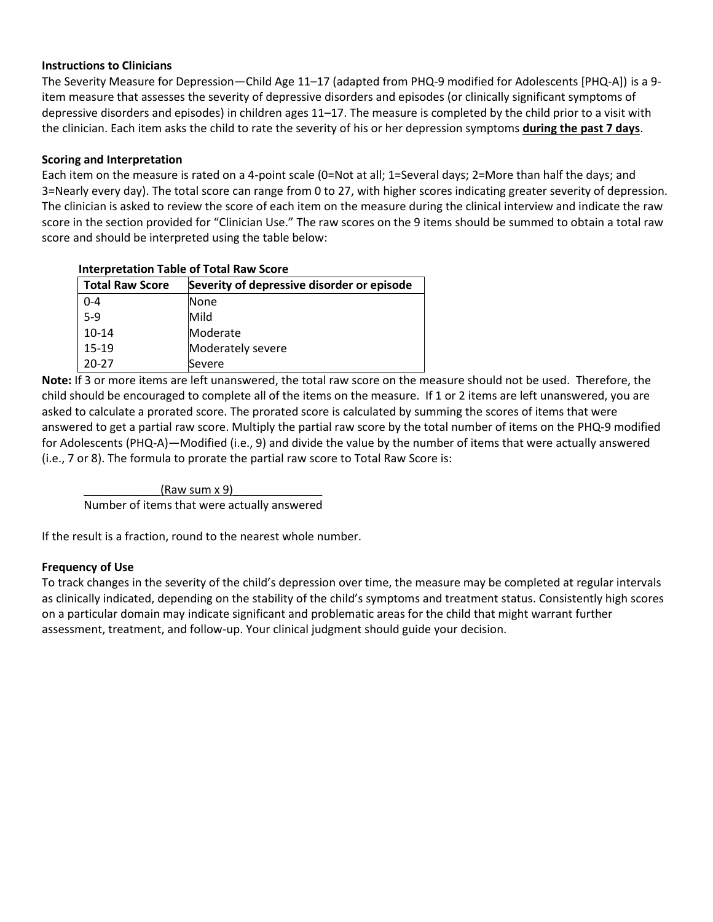**Instructions to Clinicians**

The Severity Measure for Depression—Child Age 11–17 (adapted from PHQ-9 modified for Adolescents [PHQ-A]) is a 9-item measure that assesses the severity of depressive disorders and episodes (or clinically significant symptoms of depressive disorders and episodes) in children ages 11–17. The measure is completed by the child prior to a visit with the clinician. Each item asks the child to rate the severity of his or her depression symptoms **during the past 7 days**.

**Scoring and Interpretation**

Each item on the measure is rated on a 4-point scale (0=Not at all; 1=Several days; 2=More than half the days; and 3=Nearly every day). The total score can range from 0 to 27, with higher scores indicating greater severity of depression. The clinician is asked to review the score of each item on the measure during the clinical interview and indicate the raw score in the section provided for "Clinician Use." The raw scores on the 9 items should be summed to obtain a total raw score and should be interpreted using the table below:

**Interpretation Table of Total Raw Score**

| Total Raw Score | Severity of depressive disorder or episode |
|---|---|
| 0-4 | None |
| 5-9 | Mild |
| 10-14 | Moderate |
| 15-19 | Moderately severe |
| 20-27 | Severe |

**Note:** If 3 or more items are left unanswered, the total raw score on the measure should not be used. Therefore, the child should be encouraged to complete all of the items on the measure. If 1 or 2 items are left unanswered, you are asked to calculate a prorated score. The prorated score is calculated by summing the scores of items that were answered to get a partial raw score. Multiply the partial raw score by the total number of items on the PHQ-9 modified for Adolescents (PHQ-A)—Modified (i.e., 9) and divide the value by the number of items that were actually answered (i.e., 7 or 8). The formula to prorate the partial raw score to Total Raw Score is:

$$\frac{\text{(Raw sum x 9)}}{\text{Number of items that were actually answered}}$$

If the result is a fraction, round to the nearest whole number.

**Frequency of Use**

To track changes in the severity of the child's depression over time, the measure may be completed at regular intervals as clinically indicated, depending on the stability of the child's symptoms and treatment status. Consistently high scores on a particular domain may indicate significant and problematic areas for the child that might warrant further assessment, treatment, and follow-up. Your clinical judgment should guide your decision.